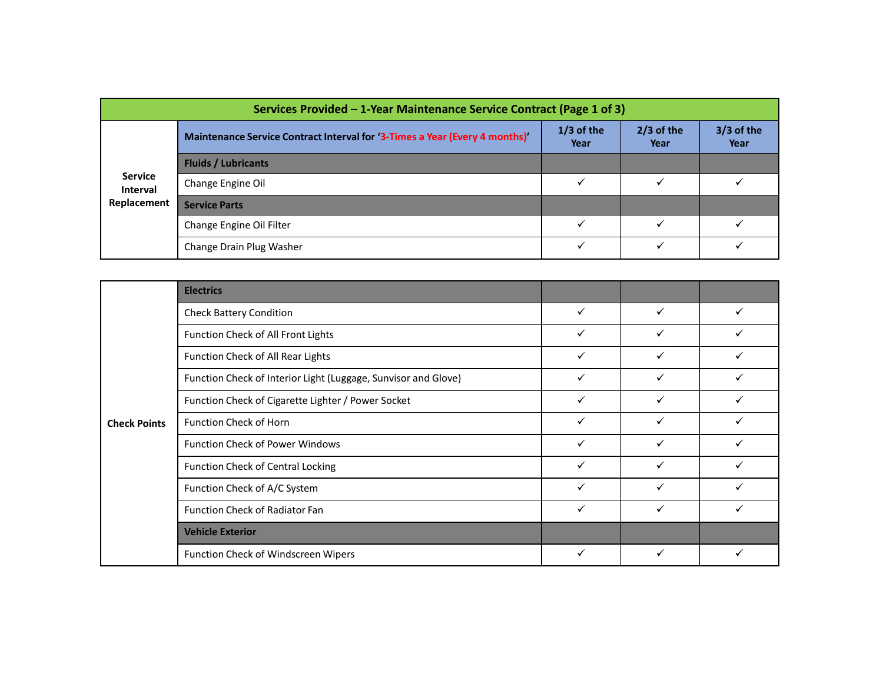| Services Provided – 1-Year Maintenance Service Contract (Page 1 of 3) | | | | |
|---|---|---|---|---|
| | **Maintenance Service Contract Interval for '3-Times a Year (Every 4 months)'** | **1/3 of the Year** | **2/3 of the Year** | **3/3 of the Year** |
| **Service Interval Replacement** | **Fluids / Lubricants** | | | |
| | Change Engine Oil | ✓ | ✓ | ✓ |
| | **Service Parts** | | | |
| | Change Engine Oil Filter | ✓ | ✓ | ✓ |
| | Change Drain Plug Washer | ✓ | ✓ | ✓ |

| | | | | |
|---|---|---|---|---|
| **Check Points** | **Electrics** | | | |
| | Check Battery Condition | ✓ | ✓ | ✓ |
| | Function Check of All Front Lights | ✓ | ✓ | ✓ |
| | Function Check of All Rear Lights | ✓ | ✓ | ✓ |
| | Function Check of Interior Light (Luggage, Sunvisor and Glove) | ✓ | ✓ | ✓ |
| | Function Check of Cigarette Lighter / Power Socket | ✓ | ✓ | ✓ |
| | Function Check of Horn | ✓ | ✓ | ✓ |
| | Function Check of Power Windows | ✓ | ✓ | ✓ |
| | Function Check of Central Locking | ✓ | ✓ | ✓ |
| | Function Check of A/C System | ✓ | ✓ | ✓ |
| | Function Check of Radiator Fan | ✓ | ✓ | ✓ |
| | **Vehicle Exterior** | | | |
| | Function Check of Windscreen Wipers | ✓ | ✓ | ✓ |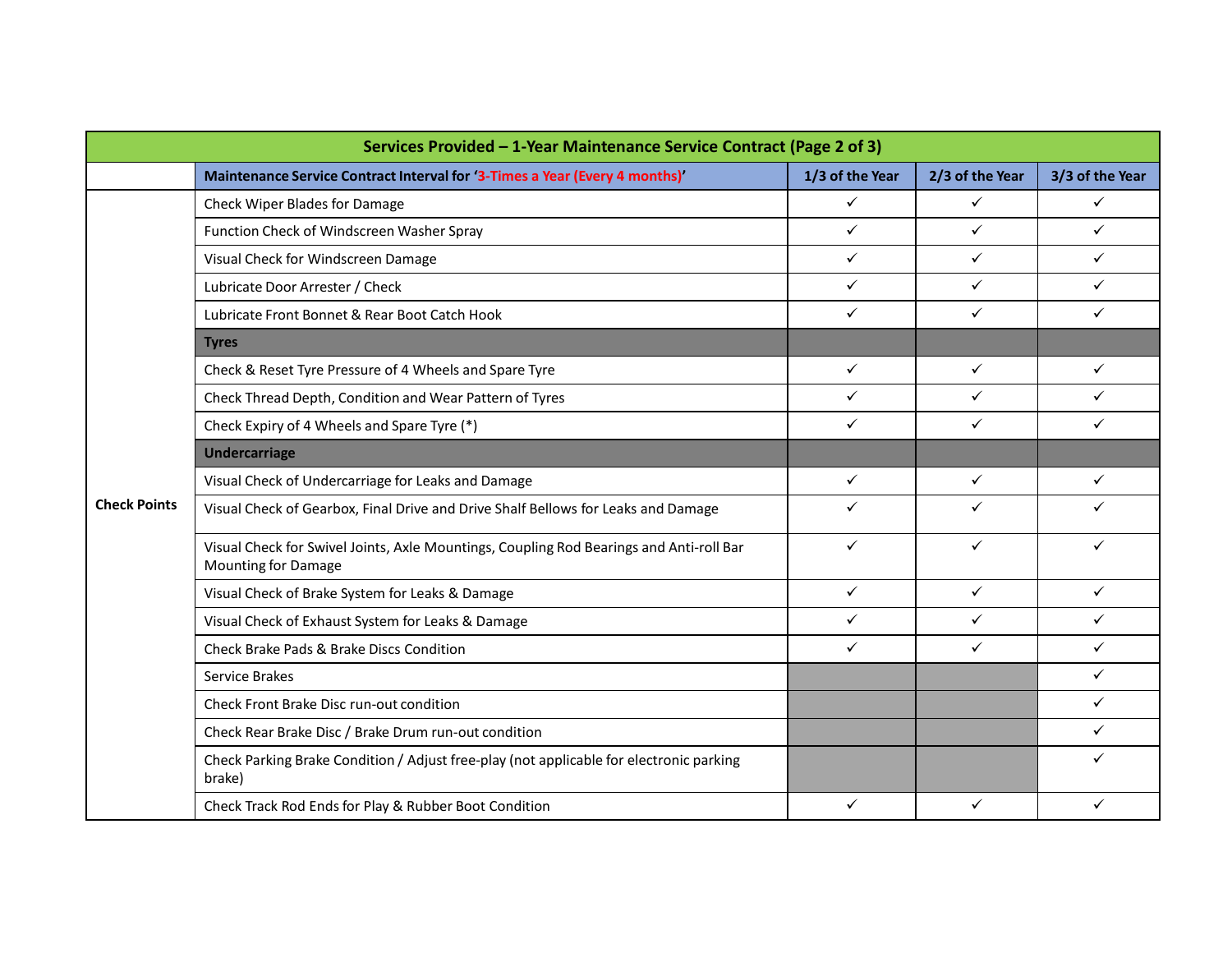| Services Provided – 1-Year Maintenance Service Contract (Page 2 of 3) | | | | |
|---|---|---|---|---|
| | Maintenance Service Contract Interval for '3-Times a Year (Every 4 months)' | 1/3 of the Year | 2/3 of the Year | 3/3 of the Year |
| **Check Points** | Check Wiper Blades for Damage | ✓ | ✓ | ✓ |
| | Function Check of Windscreen Washer Spray | ✓ | ✓ | ✓ |
| | Visual Check for Windscreen Damage | ✓ | ✓ | ✓ |
| | Lubricate Door Arrester / Check | ✓ | ✓ | ✓ |
| | Lubricate Front Bonnet & Rear Boot Catch Hook | ✓ | ✓ | ✓ |
| | **Tyres** | | | |
| | Check & Reset Tyre Pressure of 4 Wheels and Spare Tyre | ✓ | ✓ | ✓ |
| | Check Thread Depth, Condition and Wear Pattern of Tyres | ✓ | ✓ | ✓ |
| | Check Expiry of 4 Wheels and Spare Tyre (*) | ✓ | ✓ | ✓ |
| | **Undercarriage** | | | |
| | Visual Check of Undercarriage for Leaks and Damage | ✓ | ✓ | ✓ |
| | Visual Check of Gearbox, Final Drive and Drive Shalf Bellows for Leaks and Damage | ✓ | ✓ | ✓ |
| | Visual Check for Swivel Joints, Axle Mountings, Coupling Rod Bearings and Anti-roll Bar Mounting for Damage | ✓ | ✓ | ✓ |
| | Visual Check of Brake System for Leaks & Damage | ✓ | ✓ | ✓ |
| | Visual Check of Exhaust System for Leaks & Damage | ✓ | ✓ | ✓ |
| | Check Brake Pads & Brake Discs Condition | ✓ | ✓ | ✓ |
| | Service Brakes | | | ✓ |
| | Check Front Brake Disc run-out condition | | | ✓ |
| | Check Rear Brake Disc / Brake Drum run-out condition | | | ✓ |
| | Check Parking Brake Condition / Adjust free-play (not applicable for electronic parking brake) | | | ✓ |
| | Check Track Rod Ends for Play & Rubber Boot Condition | ✓ | ✓ | ✓ |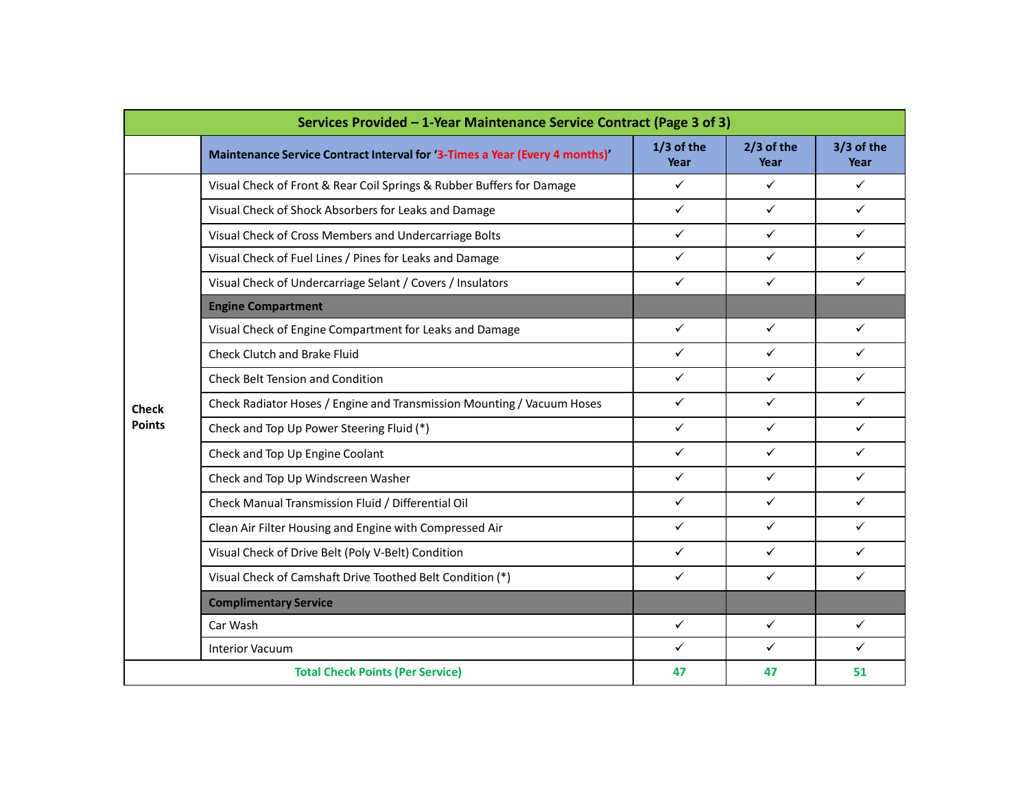| Services Provided – 1-Year Maintenance Service Contract (Page 3 of 3) | | | | |
|---|---|---|---|---|
| | Maintenance Service Contract Interval for '3-Times a Year (Every 4 months)' | 1/3 of the Year | 2/3 of the Year | 3/3 of the Year |
| Check Points | Visual Check of Front & Rear Coil Springs & Rubber Buffers for Damage | ✓ | ✓ | ✓ |
| | Visual Check of Shock Absorbers for Leaks and Damage | ✓ | ✓ | ✓ |
| | Visual Check of Cross Members and Undercarriage Bolts | ✓ | ✓ | ✓ |
| | Visual Check of Fuel Lines / Pines for Leaks and Damage | ✓ | ✓ | ✓ |
| | Visual Check of Undercarriage Selant / Covers / Insulators | ✓ | ✓ | ✓ |
| | **Engine Compartment** | | | |
| | Visual Check of Engine Compartment for Leaks and Damage | ✓ | ✓ | ✓ |
| | Check Clutch and Brake Fluid | ✓ | ✓ | ✓ |
| | Check Belt Tension and Condition | ✓ | ✓ | ✓ |
| | Check Radiator Hoses / Engine and Transmission Mounting / Vacuum Hoses | ✓ | ✓ | ✓ |
| | Check and Top Up Power Steering Fluid (*) | ✓ | ✓ | ✓ |
| | Check and Top Up Engine Coolant | ✓ | ✓ | ✓ |
| | Check and Top Up Windscreen Washer | ✓ | ✓ | ✓ |
| | Check Manual Transmission Fluid / Differential Oil | ✓ | ✓ | ✓ |
| | Clean Air Filter Housing and Engine with Compressed Air | ✓ | ✓ | ✓ |
| | Visual Check of Drive Belt (Poly V-Belt) Condition | ✓ | ✓ | ✓ |
| | Visual Check of Camshaft Drive Toothed Belt Condition (*) | ✓ | ✓ | ✓ |
| | **Complimentary Service** | | | |
| | Car Wash | ✓ | ✓ | ✓ |
| | Interior Vacuum | ✓ | ✓ | ✓ |
| **Total Check Points (Per Service)** | | **47** | **47** | **51** |